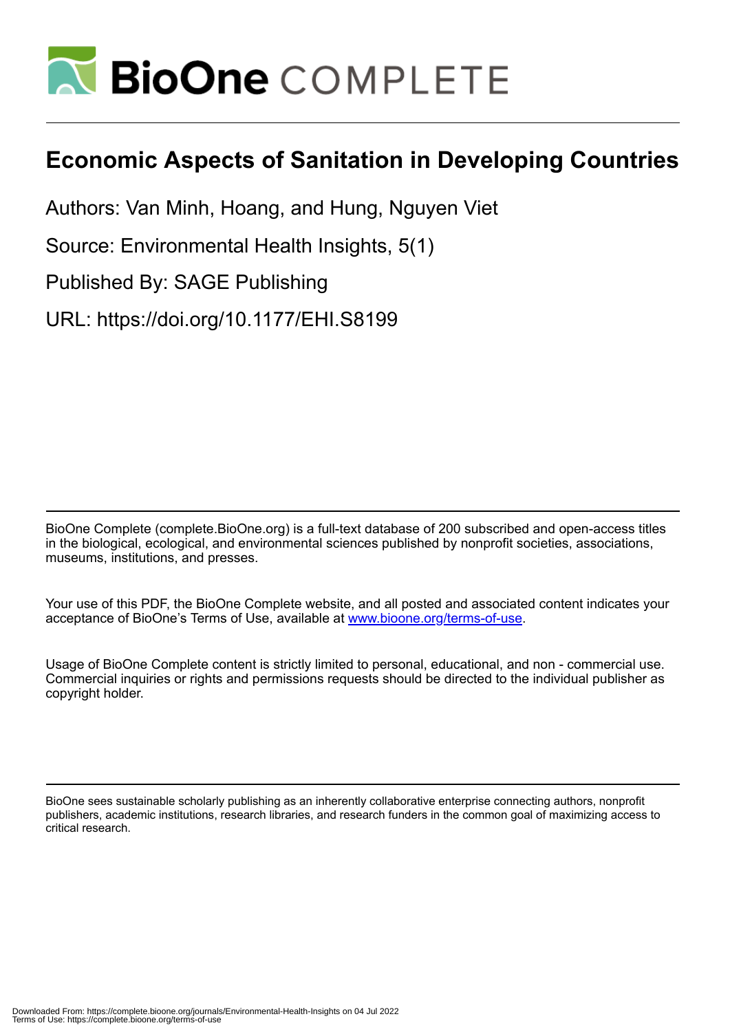# Economic Aspects of Sanitation in Developing Countries

Authors: Van Minh, Hoang, and Hung, Nguyen Viet

Source: Environmental Health Insights, 5(1)

Published By: SAGE Publishing

URL: https://doi.org/10.1177/EHI.S8199

BioOne Complete (complete.BioOne.org) is a full-text database of 200 subscribed and open-access titles in the biological, ecological, and environmental sciences published by nonprofit societies, associations, museums, institutions, and presses.

Your use of this PDF, the BioOne Complete website, and all posted and associated content indicates your acceptance of BioOne's Terms of Use, available at www.bioone.org/terms-of-use.

Usage of BioOne Complete content is strictly limited to personal, educational, and non - commercial use. Commercial inquiries or rights and permissions requests should be directed to the individual publisher as copyright holder.

BioOne sees sustainable scholarly publishing as an inherently collaborative enterprise connecting authors, nonprofit publishers, academic institutions, research libraries, and research funders in the common goal of maximizing access to critical research.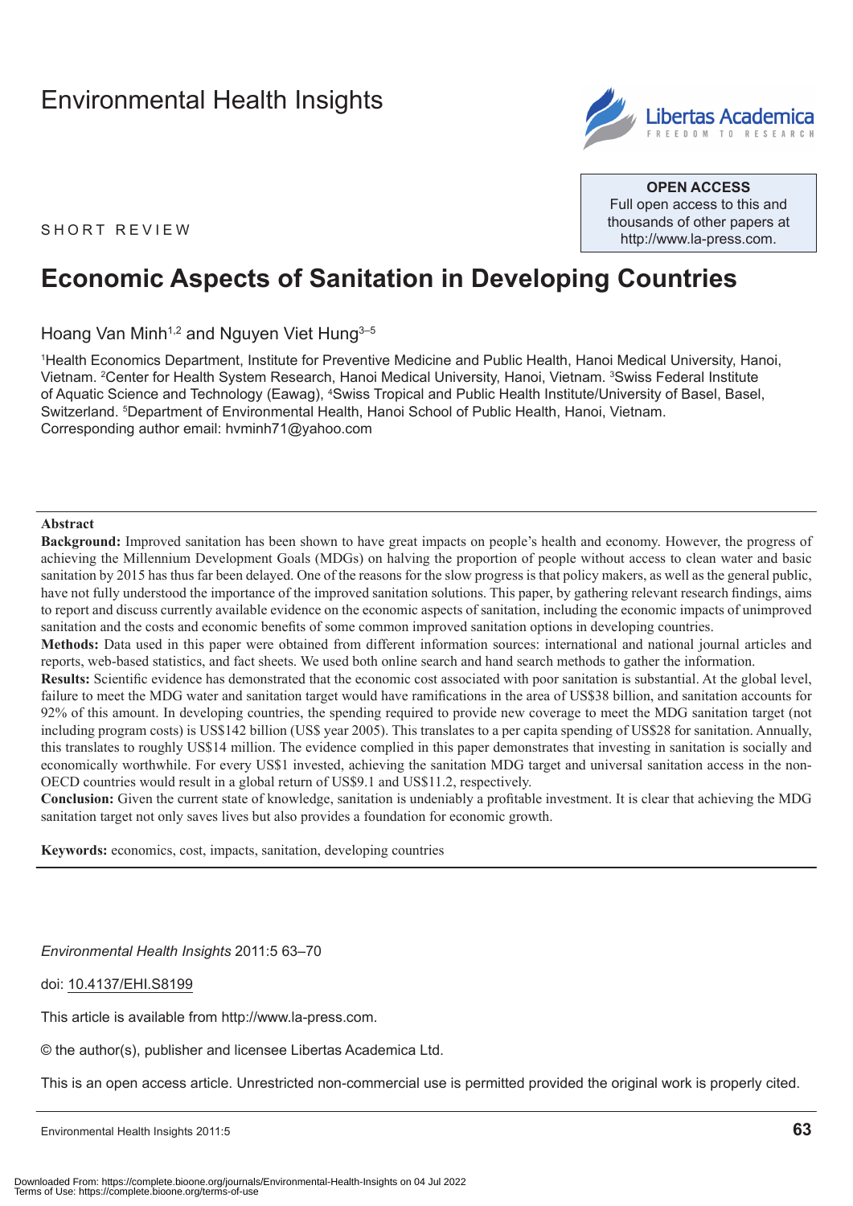Environmental Health Insights

SHORT REVIEW

OPEN ACCESS
Full open access to this and thousands of other papers at http://www.la-press.com.

# Economic Aspects of Sanitation in Developing Countries

Hoang Van Minh[1,2] and Nguyen Viet Hung[3–5]

[1]Health Economics Department, Institute for Preventive Medicine and Public Health, Hanoi Medical University, Hanoi, Vietnam. [2]Center for Health System Research, Hanoi Medical University, Hanoi, Vietnam. [3]Swiss Federal Institute of Aquatic Science and Technology (Eawag), [4]Swiss Tropical and Public Health Institute/University of Basel, Basel, Switzerland. [5]Department of Environmental Health, Hanoi School of Public Health, Hanoi, Vietnam.
Corresponding author email: hvminh71@yahoo.com

## Abstract

**Background:** Improved sanitation has been shown to have great impacts on people's health and economy. However, the progress of achieving the Millennium Development Goals (MDGs) on halving the proportion of people without access to clean water and basic sanitation by 2015 has thus far been delayed. One of the reasons for the slow progress is that policy makers, as well as the general public, have not fully understood the importance of the improved sanitation solutions. This paper, by gathering relevant research findings, aims to report and discuss currently available evidence on the economic aspects of sanitation, including the economic impacts of unimproved sanitation and the costs and economic benefits of some common improved sanitation options in developing countries.

**Methods:** Data used in this paper were obtained from different information sources: international and national journal articles and reports, web-based statistics, and fact sheets. We used both online search and hand search methods to gather the information.

**Results:** Scientific evidence has demonstrated that the economic cost associated with poor sanitation is substantial. At the global level, failure to meet the MDG water and sanitation target would have ramifications in the area of US$38 billion, and sanitation accounts for 92% of this amount. In developing countries, the spending required to provide new coverage to meet the MDG sanitation target (not including program costs) is US$142 billion (US$ year 2005). This translates to a per capita spending of US$28 for sanitation. Annually, this translates to roughly US$14 million. The evidence complied in this paper demonstrates that investing in sanitation is socially and economically worthwhile. For every US$1 invested, achieving the sanitation MDG target and universal sanitation access in the non-OECD countries would result in a global return of US$9.1 and US$11.2, respectively.

**Conclusion:** Given the current state of knowledge, sanitation is undeniably a profitable investment. It is clear that achieving the MDG sanitation target not only saves lives but also provides a foundation for economic growth.

**Keywords:** economics, cost, impacts, sanitation, developing countries

*Environmental Health Insights* 2011:5 63–70

doi: 10.4137/EHI.S8199

This article is available from http://www.la-press.com.

© the author(s), publisher and licensee Libertas Academica Ltd.

This is an open access article. Unrestricted non-commercial use is permitted provided the original work is properly cited.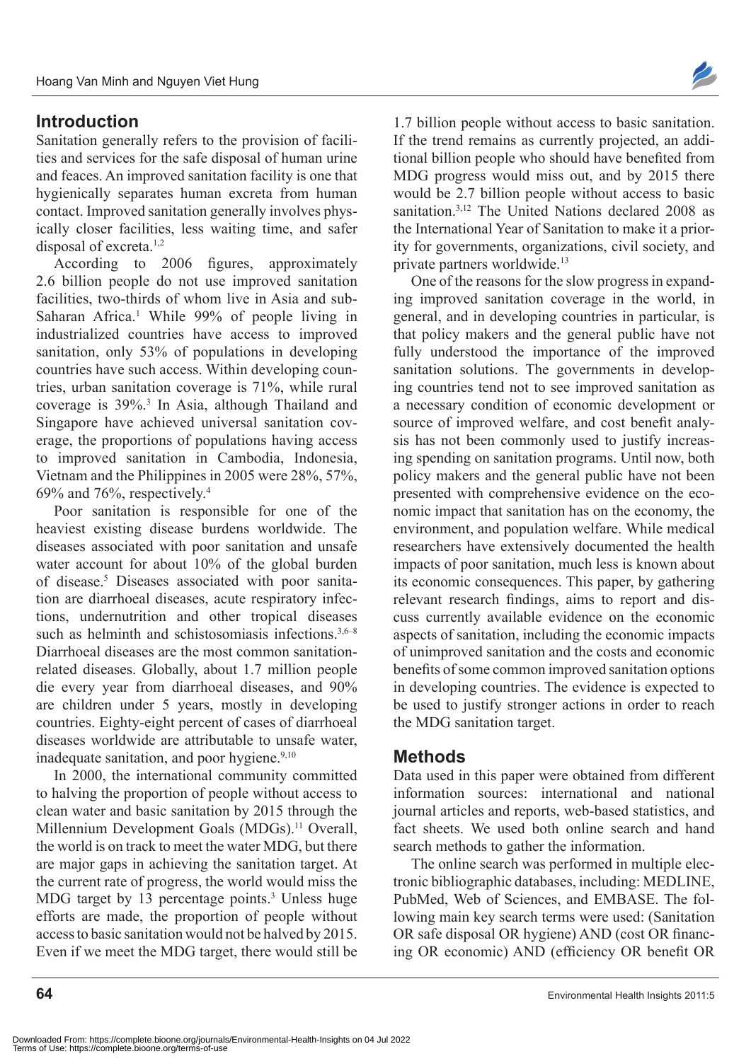## Introduction

Sanitation generally refers to the provision of facilities and services for the safe disposal of human urine and feaces. An improved sanitation facility is one that hygienically separates human excreta from human contact. Improved sanitation generally involves physically closer facilities, less waiting time, and safer disposal of excreta.[1,2]

According to 2006 figures, approximately 2.6 billion people do not use improved sanitation facilities, two-thirds of whom live in Asia and sub-Saharan Africa.[1] While 99% of people living in industrialized countries have access to improved sanitation, only 53% of populations in developing countries have such access. Within developing countries, urban sanitation coverage is 71%, while rural coverage is 39%.[3] In Asia, although Thailand and Singapore have achieved universal sanitation coverage, the proportions of populations having access to improved sanitation in Cambodia, Indonesia, Vietnam and the Philippines in 2005 were 28%, 57%, 69% and 76%, respectively.[4]

Poor sanitation is responsible for one of the heaviest existing disease burdens worldwide. The diseases associated with poor sanitation and unsafe water account for about 10% of the global burden of disease.[5] Diseases associated with poor sanitation are diarrhoeal diseases, acute respiratory infections, undernutrition and other tropical diseases such as helminth and schistosomiasis infections.[3,6–8] Diarrhoeal diseases are the most common sanitation-related diseases. Globally, about 1.7 million people die every year from diarrhoeal diseases, and 90% are children under 5 years, mostly in developing countries. Eighty-eight percent of cases of diarrhoeal diseases worldwide are attributable to unsafe water, inadequate sanitation, and poor hygiene.[9,10]

In 2000, the international community committed to halving the proportion of people without access to clean water and basic sanitation by 2015 through the Millennium Development Goals (MDGs).[11] Overall, the world is on track to meet the water MDG, but there are major gaps in achieving the sanitation target. At the current rate of progress, the world would miss the MDG target by 13 percentage points.[3] Unless huge efforts are made, the proportion of people without access to basic sanitation would not be halved by 2015. Even if we meet the MDG target, there would still be 1.7 billion people without access to basic sanitation. If the trend remains as currently projected, an additional billion people who should have benefited from MDG progress would miss out, and by 2015 there would be 2.7 billion people without access to basic sanitation.[3,12] The United Nations declared 2008 as the International Year of Sanitation to make it a priority for governments, organizations, civil society, and private partners worldwide.[13]

One of the reasons for the slow progress in expanding improved sanitation coverage in the world, in general, and in developing countries in particular, is that policy makers and the general public have not fully understood the importance of the improved sanitation solutions. The governments in developing countries tend not to see improved sanitation as a necessary condition of economic development or source of improved welfare, and cost benefit analysis has not been commonly used to justify increasing spending on sanitation programs. Until now, both policy makers and the general public have not been presented with comprehensive evidence on the economic impact that sanitation has on the economy, the environment, and population welfare. While medical researchers have extensively documented the health impacts of poor sanitation, much less is known about its economic consequences. This paper, by gathering relevant research findings, aims to report and discuss currently available evidence on the economic aspects of sanitation, including the economic impacts of unimproved sanitation and the costs and economic benefits of some common improved sanitation options in developing countries. The evidence is expected to be used to justify stronger actions in order to reach the MDG sanitation target.

## Methods

Data used in this paper were obtained from different information sources: international and national journal articles and reports, web-based statistics, and fact sheets. We used both online search and hand search methods to gather the information.

The online search was performed in multiple electronic bibliographic databases, including: MEDLINE, PubMed, Web of Sciences, and EMBASE. The following main key search terms were used: (Sanitation OR safe disposal OR hygiene) AND (cost OR financing OR economic) AND (efficiency OR benefit OR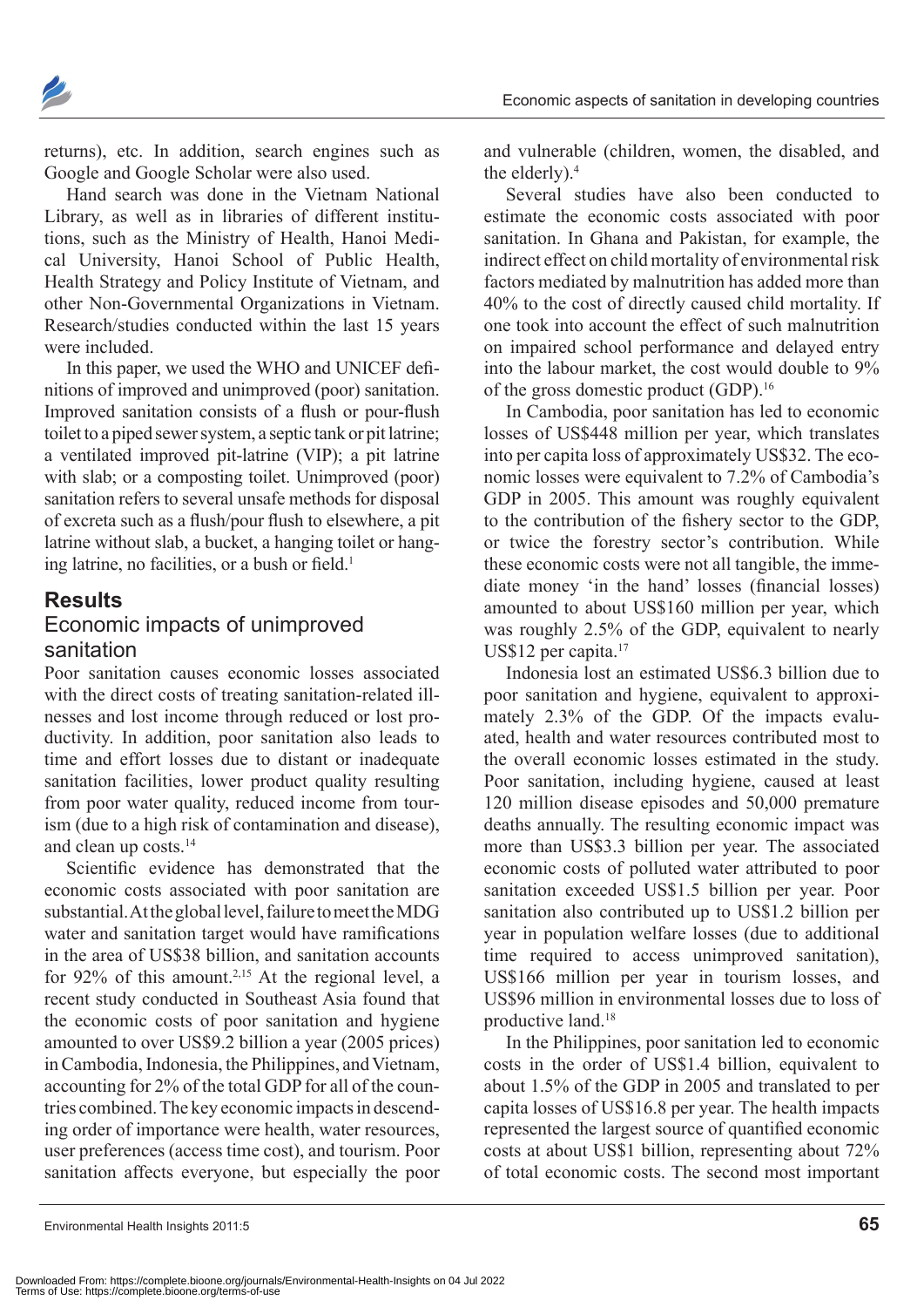returns), etc. In addition, search engines such as Google and Google Scholar were also used.

Hand search was done in the Vietnam National Library, as well as in libraries of different institutions, such as the Ministry of Health, Hanoi Medical University, Hanoi School of Public Health, Health Strategy and Policy Institute of Vietnam, and other Non-Governmental Organizations in Vietnam. Research/studies conducted within the last 15 years were included.

In this paper, we used the WHO and UNICEF definitions of improved and unimproved (poor) sanitation. Improved sanitation consists of a flush or pour-flush toilet to a piped sewer system, a septic tank or pit latrine; a ventilated improved pit-latrine (VIP); a pit latrine with slab; or a composting toilet. Unimproved (poor) sanitation refers to several unsafe methods for disposal of excreta such as a flush/pour flush to elsewhere, a pit latrine without slab, a bucket, a hanging toilet or hanging latrine, no facilities, or a bush or field.[1]

## Results

### Economic impacts of unimproved sanitation

Poor sanitation causes economic losses associated with the direct costs of treating sanitation-related illnesses and lost income through reduced or lost productivity. In addition, poor sanitation also leads to time and effort losses due to distant or inadequate sanitation facilities, lower product quality resulting from poor water quality, reduced income from tourism (due to a high risk of contamination and disease), and clean up costs.[14]

Scientific evidence has demonstrated that the economic costs associated with poor sanitation are substantial. At the global level, failure to meet the MDG water and sanitation target would have ramifications in the area of US$38 billion, and sanitation accounts for 92% of this amount.[2,15] At the regional level, a recent study conducted in Southeast Asia found that the economic costs of poor sanitation and hygiene amounted to over US$9.2 billion a year (2005 prices) in Cambodia, Indonesia, the Philippines, and Vietnam, accounting for 2% of the total GDP for all of the countries combined. The key economic impacts in descending order of importance were health, water resources, user preferences (access time cost), and tourism. Poor sanitation affects everyone, but especially the poor and vulnerable (children, women, the disabled, and the elderly).[4]

Several studies have also been conducted to estimate the economic costs associated with poor sanitation. In Ghana and Pakistan, for example, the indirect effect on child mortality of environmental risk factors mediated by malnutrition has added more than 40% to the cost of directly caused child mortality. If one took into account the effect of such malnutrition on impaired school performance and delayed entry into the labour market, the cost would double to 9% of the gross domestic product (GDP).[16]

In Cambodia, poor sanitation has led to economic losses of US$448 million per year, which translates into per capita loss of approximately US$32. The economic losses were equivalent to 7.2% of Cambodia's GDP in 2005. This amount was roughly equivalent to the contribution of the fishery sector to the GDP, or twice the forestry sector's contribution. While these economic costs were not all tangible, the immediate money 'in the hand' losses (financial losses) amounted to about US$160 million per year, which was roughly 2.5% of the GDP, equivalent to nearly US$12 per capita.[17]

Indonesia lost an estimated US$6.3 billion due to poor sanitation and hygiene, equivalent to approximately 2.3% of the GDP. Of the impacts evaluated, health and water resources contributed most to the overall economic losses estimated in the study. Poor sanitation, including hygiene, caused at least 120 million disease episodes and 50,000 premature deaths annually. The resulting economic impact was more than US$3.3 billion per year. The associated economic costs of polluted water attributed to poor sanitation exceeded US$1.5 billion per year. Poor sanitation also contributed up to US$1.2 billion per year in population welfare losses (due to additional time required to access unimproved sanitation), US$166 million per year in tourism losses, and US$96 million in environmental losses due to loss of productive land.[18]

In the Philippines, poor sanitation led to economic costs in the order of US$1.4 billion, equivalent to about 1.5% of the GDP in 2005 and translated to per capita losses of US$16.8 per year. The health impacts represented the largest source of quantified economic costs at about US$1 billion, representing about 72% of total economic costs. The second most important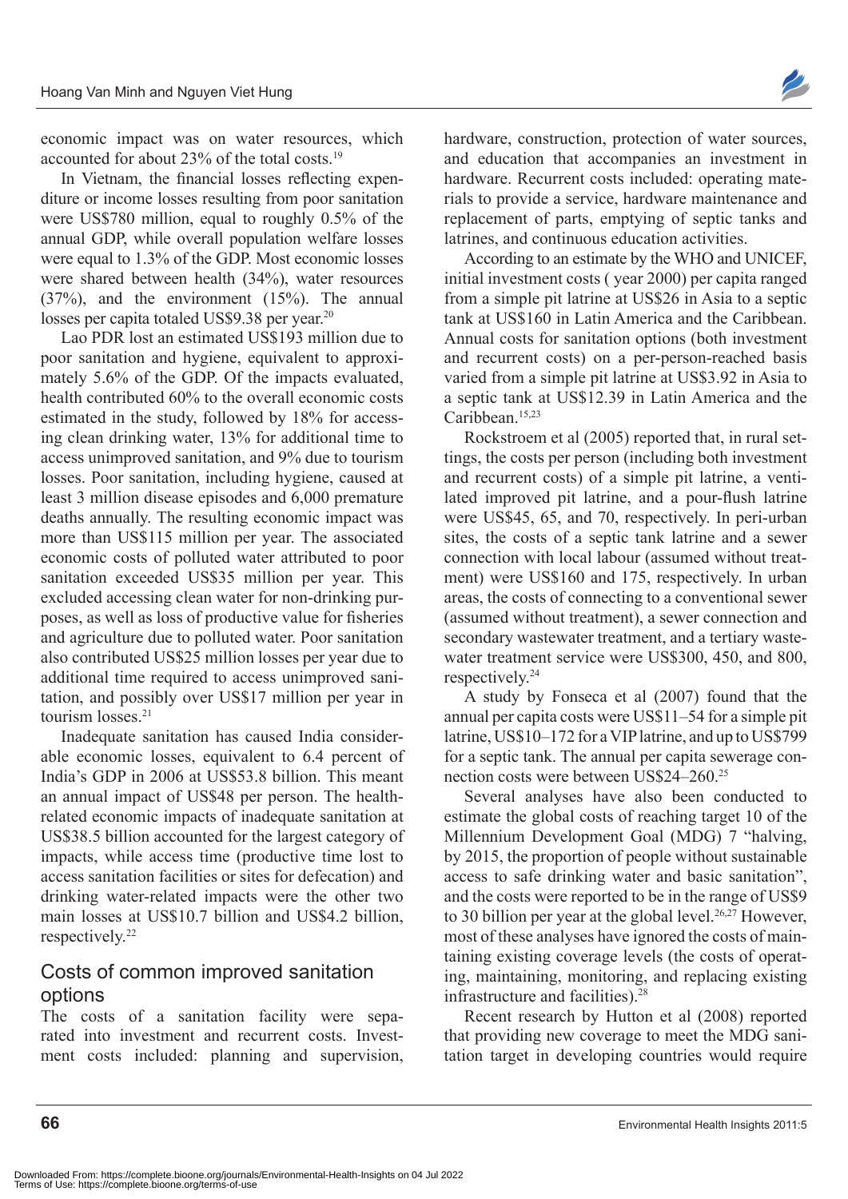economic impact was on water resources, which accounted for about 23% of the total costs.[19]

In Vietnam, the financial losses reflecting expenditure or income losses resulting from poor sanitation were US$780 million, equal to roughly 0.5% of the annual GDP, while overall population welfare losses were equal to 1.3% of the GDP. Most economic losses were shared between health (34%), water resources (37%), and the environment (15%). The annual losses per capita totaled US$9.38 per year.[20]

Lao PDR lost an estimated US$193 million due to poor sanitation and hygiene, equivalent to approximately 5.6% of the GDP. Of the impacts evaluated, health contributed 60% to the overall economic costs estimated in the study, followed by 18% for accessing clean drinking water, 13% for additional time to access unimproved sanitation, and 9% due to tourism losses. Poor sanitation, including hygiene, caused at least 3 million disease episodes and 6,000 premature deaths annually. The resulting economic impact was more than US$115 million per year. The associated economic costs of polluted water attributed to poor sanitation exceeded US$35 million per year. This excluded accessing clean water for non-drinking purposes, as well as loss of productive value for fisheries and agriculture due to polluted water. Poor sanitation also contributed US$25 million losses per year due to additional time required to access unimproved sanitation, and possibly over US$17 million per year in tourism losses.[21]

Inadequate sanitation has caused India considerable economic losses, equivalent to 6.4 percent of India's GDP in 2006 at US$53.8 billion. This meant an annual impact of US$48 per person. The health-related economic impacts of inadequate sanitation at US$38.5 billion accounted for the largest category of impacts, while access time (productive time lost to access sanitation facilities or sites for defecation) and drinking water-related impacts were the other two main losses at US$10.7 billion and US$4.2 billion, respectively.[22]

## Costs of common improved sanitation options

The costs of a sanitation facility were separated into investment and recurrent costs. Investment costs included: planning and supervision, hardware, construction, protection of water sources, and education that accompanies an investment in hardware. Recurrent costs included: operating materials to provide a service, hardware maintenance and replacement of parts, emptying of septic tanks and latrines, and continuous education activities.

According to an estimate by the WHO and UNICEF, initial investment costs ( year 2000) per capita ranged from a simple pit latrine at US$26 in Asia to a septic tank at US$160 in Latin America and the Caribbean. Annual costs for sanitation options (both investment and recurrent costs) on a per-person-reached basis varied from a simple pit latrine at US$3.92 in Asia to a septic tank at US$12.39 in Latin America and the Caribbean.[15,23]

Rockstroem et al (2005) reported that, in rural settings, the costs per person (including both investment and recurrent costs) of a simple pit latrine, a ventilated improved pit latrine, and a pour-flush latrine were US$45, 65, and 70, respectively. In peri-urban sites, the costs of a septic tank latrine and a sewer connection with local labour (assumed without treatment) were US$160 and 175, respectively. In urban areas, the costs of connecting to a conventional sewer (assumed without treatment), a sewer connection and secondary wastewater treatment, and a tertiary wastewater treatment service were US$300, 450, and 800, respectively.[24]

A study by Fonseca et al (2007) found that the annual per capita costs were US$11–54 for a simple pit latrine, US$10–172 for a VIP latrine, and up to US$799 for a septic tank. The annual per capita sewerage connection costs were between US$24–260.[25]

Several analyses have also been conducted to estimate the global costs of reaching target 10 of the Millennium Development Goal (MDG) 7 "halving, by 2015, the proportion of people without sustainable access to safe drinking water and basic sanitation", and the costs were reported to be in the range of US$9 to 30 billion per year at the global level.[26,27] However, most of these analyses have ignored the costs of maintaining existing coverage levels (the costs of operating, maintaining, monitoring, and replacing existing infrastructure and facilities).[28]

Recent research by Hutton et al (2008) reported that providing new coverage to meet the MDG sanitation target in developing countries would require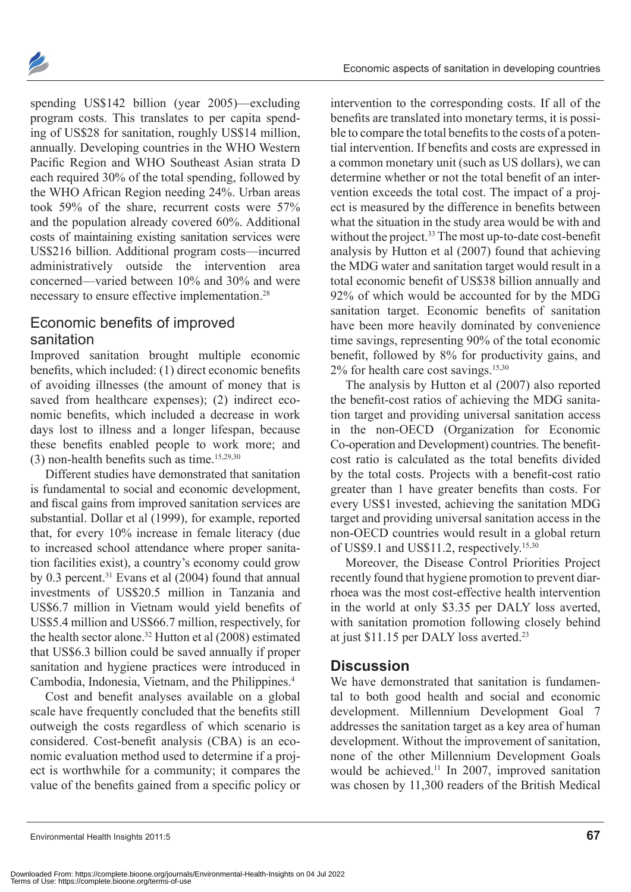spending US$142 billion (year 2005)—excluding program costs. This translates to per capita spending of US$28 for sanitation, roughly US$14 million, annually. Developing countries in the WHO Western Pacific Region and WHO Southeast Asian strata D each required 30% of the total spending, followed by the WHO African Region needing 24%. Urban areas took 59% of the share, recurrent costs were 57% and the population already covered 60%. Additional costs of maintaining existing sanitation services were US$216 billion. Additional program costs—incurred administratively outside the intervention area concerned—varied between 10% and 30% and were necessary to ensure effective implementation.[28]

## Economic benefits of improved sanitation

Improved sanitation brought multiple economic benefits, which included: (1) direct economic benefits of avoiding illnesses (the amount of money that is saved from healthcare expenses); (2) indirect economic benefits, which included a decrease in work days lost to illness and a longer lifespan, because these benefits enabled people to work more; and (3) non-health benefits such as time.[15,29,30]

Different studies have demonstrated that sanitation is fundamental to social and economic development, and fiscal gains from improved sanitation services are substantial. Dollar et al (1999), for example, reported that, for every 10% increase in female literacy (due to increased school attendance where proper sanitation facilities exist), a country's economy could grow by 0.3 percent.[31] Evans et al (2004) found that annual investments of US$20.5 million in Tanzania and US$6.7 million in Vietnam would yield benefits of US$5.4 million and US$66.7 million, respectively, for the health sector alone.[32] Hutton et al (2008) estimated that US$6.3 billion could be saved annually if proper sanitation and hygiene practices were introduced in Cambodia, Indonesia, Vietnam, and the Philippines.[4]

Cost and benefit analyses available on a global scale have frequently concluded that the benefits still outweigh the costs regardless of which scenario is considered. Cost-benefit analysis (CBA) is an economic evaluation method used to determine if a project is worthwhile for a community; it compares the value of the benefits gained from a specific policy or intervention to the corresponding costs. If all of the benefits are translated into monetary terms, it is possible to compare the total benefits to the costs of a potential intervention. If benefits and costs are expressed in a common monetary unit (such as US dollars), we can determine whether or not the total benefit of an intervention exceeds the total cost. The impact of a project is measured by the difference in benefits between what the situation in the study area would be with and without the project.[33] The most up-to-date cost-benefit analysis by Hutton et al (2007) found that achieving the MDG water and sanitation target would result in a total economic benefit of US$38 billion annually and 92% of which would be accounted for by the MDG sanitation target. Economic benefits of sanitation have been more heavily dominated by convenience time savings, representing 90% of the total economic benefit, followed by 8% for productivity gains, and 2% for health care cost savings.[15,30]

The analysis by Hutton et al (2007) also reported the benefit-cost ratios of achieving the MDG sanitation target and providing universal sanitation access in the non-OECD (Organization for Economic Co-operation and Development) countries. The benefit-cost ratio is calculated as the total benefits divided by the total costs. Projects with a benefit-cost ratio greater than 1 have greater benefits than costs. For every US$1 invested, achieving the sanitation MDG target and providing universal sanitation access in the non-OECD countries would result in a global return of US$9.1 and US$11.2, respectively.[15,30]

Moreover, the Disease Control Priorities Project recently found that hygiene promotion to prevent diarrhoea was the most cost-effective health intervention in the world at only $3.35 per DALY loss averted, with sanitation promotion following closely behind at just $11.15 per DALY loss averted.[23]

## Discussion

We have demonstrated that sanitation is fundamental to both good health and social and economic development. Millennium Development Goal 7 addresses the sanitation target as a key area of human development. Without the improvement of sanitation, none of the other Millennium Development Goals would be achieved.[11] In 2007, improved sanitation was chosen by 11,300 readers of the British Medical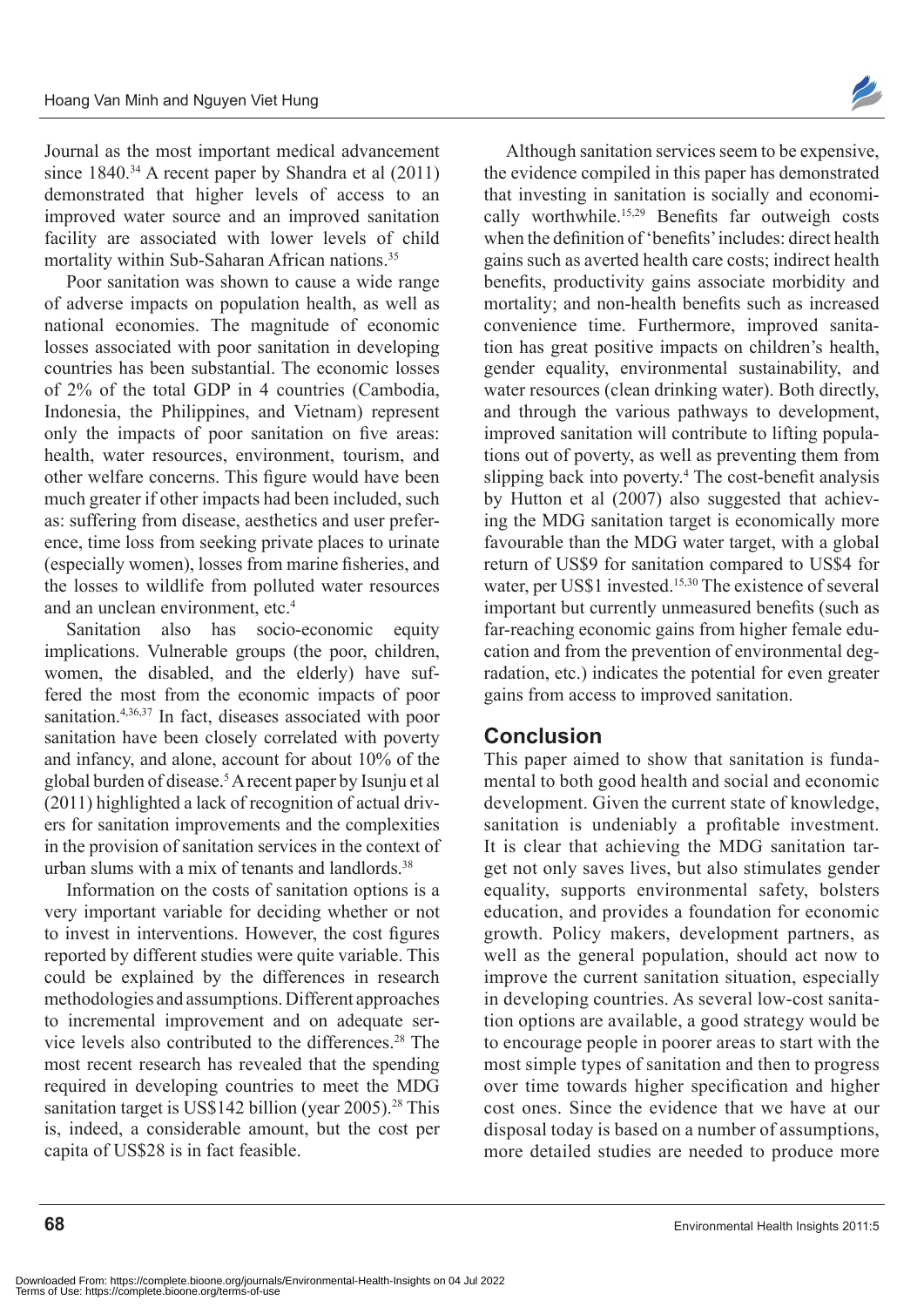Journal as the most important medical advancement since 1840.[34] A recent paper by Shandra et al (2011) demonstrated that higher levels of access to an improved water source and an improved sanitation facility are associated with lower levels of child mortality within Sub-Saharan African nations.[35]

Poor sanitation was shown to cause a wide range of adverse impacts on population health, as well as national economies. The magnitude of economic losses associated with poor sanitation in developing countries has been substantial. The economic losses of 2% of the total GDP in 4 countries (Cambodia, Indonesia, the Philippines, and Vietnam) represent only the impacts of poor sanitation on five areas: health, water resources, environment, tourism, and other welfare concerns. This figure would have been much greater if other impacts had been included, such as: suffering from disease, aesthetics and user preference, time loss from seeking private places to urinate (especially women), losses from marine fisheries, and the losses to wildlife from polluted water resources and an unclean environment, etc.[4]

Sanitation also has socio-economic equity implications. Vulnerable groups (the poor, children, women, the disabled, and the elderly) have suffered the most from the economic impacts of poor sanitation.[4,36,37] In fact, diseases associated with poor sanitation have been closely correlated with poverty and infancy, and alone, account for about 10% of the global burden of disease.[5] A recent paper by Isunju et al (2011) highlighted a lack of recognition of actual drivers for sanitation improvements and the complexities in the provision of sanitation services in the context of urban slums with a mix of tenants and landlords.[38]

Information on the costs of sanitation options is a very important variable for deciding whether or not to invest in interventions. However, the cost figures reported by different studies were quite variable. This could be explained by the differences in research methodologies and assumptions. Different approaches to incremental improvement and on adequate service levels also contributed to the differences.[28] The most recent research has revealed that the spending required in developing countries to meet the MDG sanitation target is US$142 billion (year 2005).[28] This is, indeed, a considerable amount, but the cost per capita of US$28 is in fact feasible.

Although sanitation services seem to be expensive, the evidence compiled in this paper has demonstrated that investing in sanitation is socially and economically worthwhile.[15,29] Benefits far outweigh costs when the definition of 'benefits' includes: direct health gains such as averted health care costs; indirect health benefits, productivity gains associate morbidity and mortality; and non-health benefits such as increased convenience time. Furthermore, improved sanitation has great positive impacts on children's health, gender equality, environmental sustainability, and water resources (clean drinking water). Both directly, and through the various pathways to development, improved sanitation will contribute to lifting populations out of poverty, as well as preventing them from slipping back into poverty.[4] The cost-benefit analysis by Hutton et al (2007) also suggested that achieving the MDG sanitation target is economically more favourable than the MDG water target, with a global return of US$9 for sanitation compared to US$4 for water, per US$1 invested.[15,30] The existence of several important but currently unmeasured benefits (such as far-reaching economic gains from higher female education and from the prevention of environmental degradation, etc.) indicates the potential for even greater gains from access to improved sanitation.

## Conclusion

This paper aimed to show that sanitation is fundamental to both good health and social and economic development. Given the current state of knowledge, sanitation is undeniably a profitable investment. It is clear that achieving the MDG sanitation target not only saves lives, but also stimulates gender equality, supports environmental safety, bolsters education, and provides a foundation for economic growth. Policy makers, development partners, as well as the general population, should act now to improve the current sanitation situation, especially in developing countries. As several low-cost sanitation options are available, a good strategy would be to encourage people in poorer areas to start with the most simple types of sanitation and then to progress over time towards higher specification and higher cost ones. Since the evidence that we have at our disposal today is based on a number of assumptions, more detailed studies are needed to produce more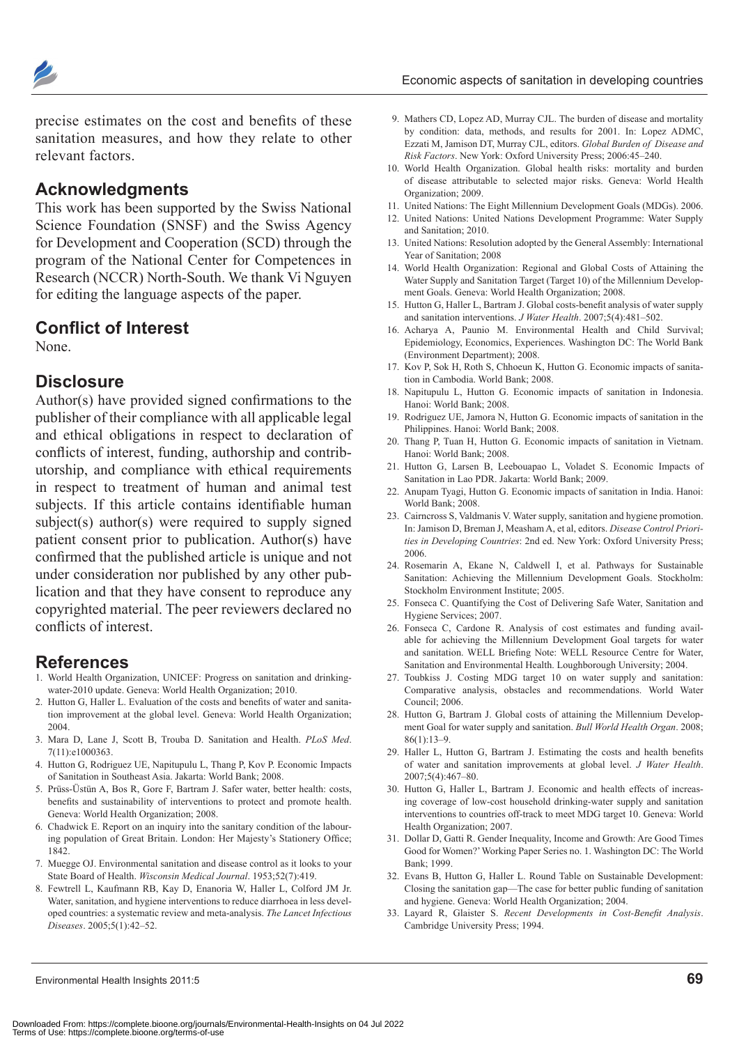precise estimates on the cost and benefits of these sanitation measures, and how they relate to other relevant factors.

## Acknowledgments

This work has been supported by the Swiss National Science Foundation (SNSF) and the Swiss Agency for Development and Cooperation (SCD) through the program of the National Center for Competences in Research (NCCR) North-South. We thank Vi Nguyen for editing the language aspects of the paper.

## Conflict of Interest

None.

## Disclosure

Author(s) have provided signed confirmations to the publisher of their compliance with all applicable legal and ethical obligations in respect to declaration of conflicts of interest, funding, authorship and contributorship, and compliance with ethical requirements in respect to treatment of human and animal test subjects. If this article contains identifiable human subject(s) author(s) were required to supply signed patient consent prior to publication. Author(s) have confirmed that the published article is unique and not under consideration nor published by any other publication and that they have consent to reproduce any copyrighted material. The peer reviewers declared no conflicts of interest.

## References

1. World Health Organization, UNICEF: Progress on sanitation and drinking-water-2010 update. Geneva: World Health Organization; 2010.
2. Hutton G, Haller L. Evaluation of the costs and benefits of water and sanitation improvement at the global level. Geneva: World Health Organization; 2004.
3. Mara D, Lane J, Scott B, Trouba D. Sanitation and Health. *PLoS Med*. 7(11):e1000363.
4. Hutton G, Rodriguez UE, Napitupulu L, Thang P, Kov P. Economic Impacts of Sanitation in Southeast Asia. Jakarta: World Bank; 2008.
5. Prüss-Üstün A, Bos R, Gore F, Bartram J. Safer water, better health: costs, benefits and sustainability of interventions to protect and promote health. Geneva: World Health Organization; 2008.
6. Chadwick E. Report on an inquiry into the sanitary condition of the labouring population of Great Britain. London: Her Majesty's Stationery Office; 1842.
7. Muegge OJ. Environmental sanitation and disease control as it looks to your State Board of Health. *Wisconsin Medical Journal*. 1953;52(7):419.
8. Fewtrell L, Kaufmann RB, Kay D, Enanoria W, Haller L, Colford JM Jr. Water, sanitation, and hygiene interventions to reduce diarrhoea in less developed countries: a systematic review and meta-analysis. *The Lancet Infectious Diseases*. 2005;5(1):42–52.
9. Mathers CD, Lopez AD, Murray CJL. The burden of disease and mortality by condition: data, methods, and results for 2001. In: Lopez ADMC, Ezzati M, Jamison DT, Murray CJL, editors. *Global Burden of Disease and Risk Factors*. New York: Oxford University Press; 2006:45–240.
10. World Health Organization. Global health risks: mortality and burden of disease attributable to selected major risks. Geneva: World Health Organization; 2009.
11. United Nations: The Eight Millennium Development Goals (MDGs). 2006.
12. United Nations: United Nations Development Programme: Water Supply and Sanitation; 2010.
13. United Nations: Resolution adopted by the General Assembly: International Year of Sanitation; 2008
14. World Health Organization: Regional and Global Costs of Attaining the Water Supply and Sanitation Target (Target 10) of the Millennium Development Goals. Geneva: World Health Organization; 2008.
15. Hutton G, Haller L, Bartram J. Global costs-benefit analysis of water supply and sanitation interventions. *J Water Health*. 2007;5(4):481–502.
16. Acharya A, Paunio M. Environmental Health and Child Survival; Epidemiology, Economics, Experiences. Washington DC: The World Bank (Environment Department); 2008.
17. Kov P, Sok H, Roth S, Chhoeun K, Hutton G. Economic impacts of sanitation in Cambodia. World Bank; 2008.
18. Napitupulu L, Hutton G. Economic impacts of sanitation in Indonesia. Hanoi: World Bank; 2008.
19. Rodriguez UE, Jamora N, Hutton G. Economic impacts of sanitation in the Philippines. Hanoi: World Bank; 2008.
20. Thang P, Tuan H, Hutton G. Economic impacts of sanitation in Vietnam. Hanoi: World Bank; 2008.
21. Hutton G, Larsen B, Leebouapao L, Voladet S. Economic Impacts of Sanitation in Lao PDR. Jakarta: World Bank; 2009.
22. Anupam Tyagi, Hutton G. Economic impacts of sanitation in India. Hanoi: World Bank; 2008.
23. Cairncross S, Valdmanis V. Water supply, sanitation and hygiene promotion. In: Jamison D, Breman J, Measham A, et al, editors. *Disease Control Priorities in Developing Countries*: 2nd ed. New York: Oxford University Press; 2006.
24. Rosemarin A, Ekane N, Caldwell I, et al. Pathways for Sustainable Sanitation: Achieving the Millennium Development Goals. Stockholm: Stockholm Environment Institute; 2005.
25. Fonseca C. Quantifying the Cost of Delivering Safe Water, Sanitation and Hygiene Services; 2007.
26. Fonseca C, Cardone R. Analysis of cost estimates and funding available for achieving the Millennium Development Goal targets for water and sanitation. WELL Briefing Note: WELL Resource Centre for Water, Sanitation and Environmental Health. Loughborough University; 2004.
27. Toubkiss J. Costing MDG target 10 on water supply and sanitation: Comparative analysis, obstacles and recommendations. World Water Council; 2006.
28. Hutton G, Bartram J. Global costs of attaining the Millennium Development Goal for water supply and sanitation. *Bull World Health Organ*. 2008; 86(1):13–9.
29. Haller L, Hutton G, Bartram J. Estimating the costs and health benefits of water and sanitation improvements at global level. *J Water Health*. 2007;5(4):467–80.
30. Hutton G, Haller L, Bartram J. Economic and health effects of increasing coverage of low-cost household drinking-water supply and sanitation interventions to countries off-track to meet MDG target 10. Geneva: World Health Organization; 2007.
31. Dollar D, Gatti R. Gender Inequality, Income and Growth: Are Good Times Good for Women?' Working Paper Series no. 1. Washington DC: The World Bank; 1999.
32. Evans B, Hutton G, Haller L. Round Table on Sustainable Development: Closing the sanitation gap—The case for better public funding of sanitation and hygiene. Geneva: World Health Organization; 2004.
33. Layard R, Glaister S. *Recent Developments in Cost-Benefit Analysis*. Cambridge University Press; 1994.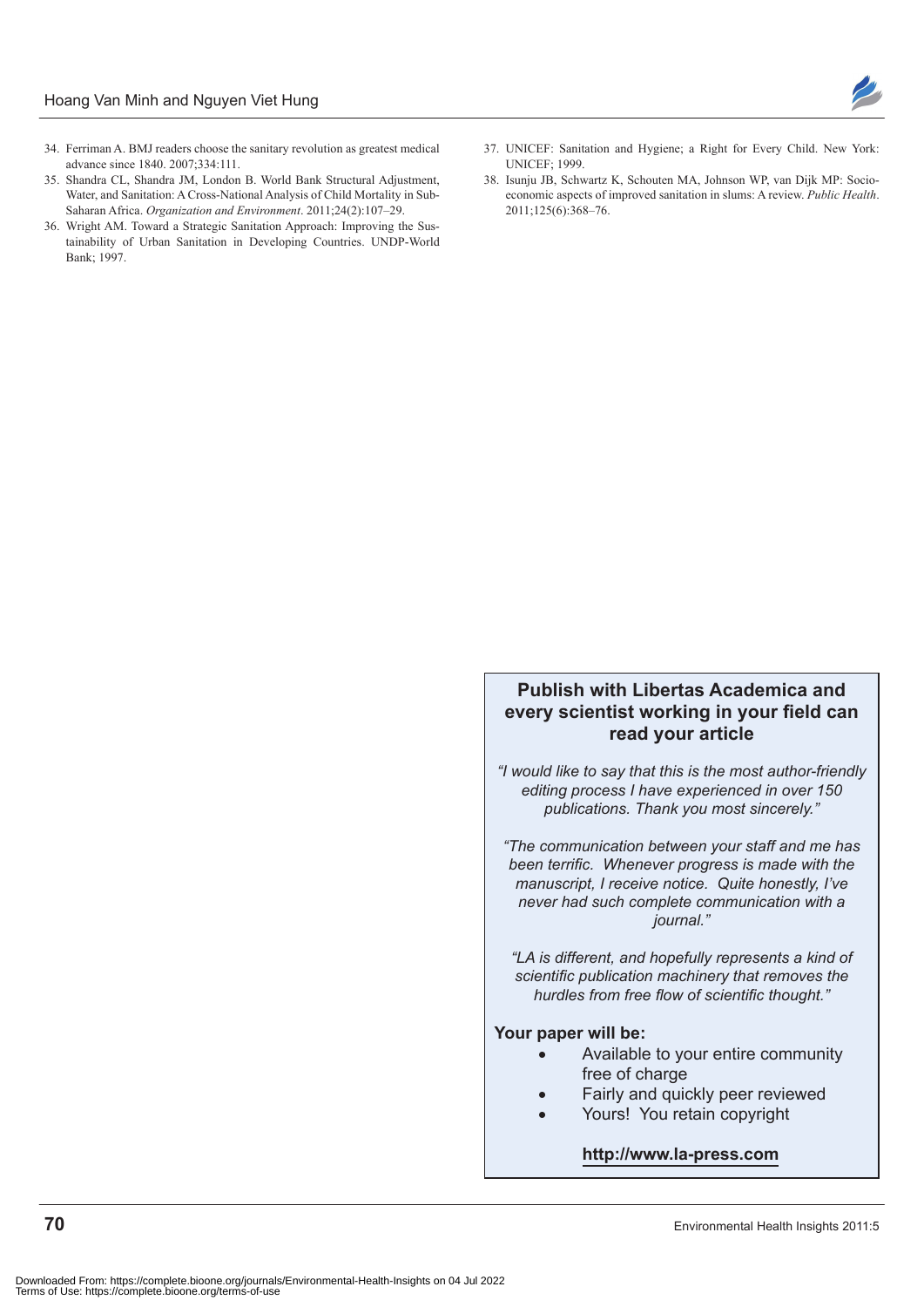34. Ferriman A. BMJ readers choose the sanitary revolution as greatest medical advance since 1840. 2007;334:111.
35. Shandra CL, Shandra JM, London B. World Bank Structural Adjustment, Water, and Sanitation: A Cross-National Analysis of Child Mortality in Sub-Saharan Africa. *Organization and Environment*. 2011;24(2):107–29.
36. Wright AM. Toward a Strategic Sanitation Approach: Improving the Sustainability of Urban Sanitation in Developing Countries. UNDP-World Bank; 1997.
37. UNICEF: Sanitation and Hygiene; a Right for Every Child. New York: UNICEF; 1999.
38. Isunju JB, Schwartz K, Schouten MA, Johnson WP, van Dijk MP: Socio-economic aspects of improved sanitation in slums: A review. *Public Health*. 2011;125(6):368–76.

**Publish with Libertas Academica and every scientist working in your field can read your article**

*"I would like to say that this is the most author-friendly editing process I have experienced in over 150 publications. Thank you most sincerely."*

*"The communication between your staff and me has been terrific. Whenever progress is made with the manuscript, I receive notice. Quite honestly, I've never had such complete communication with a journal."*

*"LA is different, and hopefully represents a kind of scientific publication machinery that removes the hurdles from free flow of scientific thought."*

**Your paper will be:**

- Available to your entire community free of charge
- Fairly and quickly peer reviewed
- Yours! You retain copyright

**http://www.la-press.com**